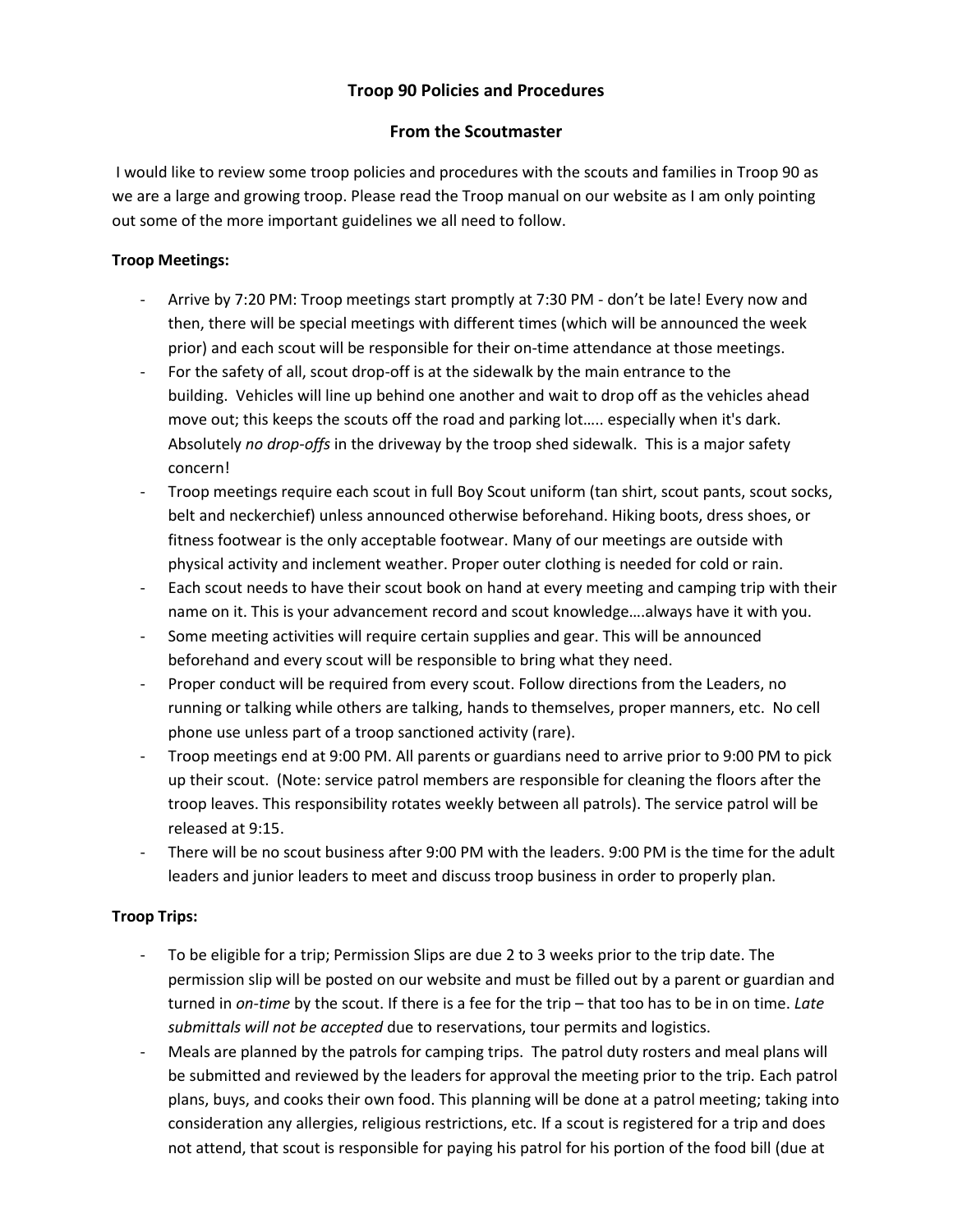# Troop 90 Policies and Procedures

## From the Scoutmaster

I would like to review some troop policies and procedures with the scouts and families in Troop 90 as we are a large and growing troop. Please read the Troop manual on our website as I am only pointing out some of the more important guidelines we all need to follow.

**Troop Meetings:**

- Arrive by 7:20 PM: Troop meetings start promptly at 7:30 PM - don't be late! Every now and then, there will be special meetings with different times (which will be announced the week prior) and each scout will be responsible for their on-time attendance at those meetings.
- For the safety of all, scout drop-off is at the sidewalk by the main entrance to the building. Vehicles will line up behind one another and wait to drop off as the vehicles ahead move out; this keeps the scouts off the road and parking lot….. especially when it's dark. Absolutely *no drop-offs* in the driveway by the troop shed sidewalk. This is a major safety concern!
- Troop meetings require each scout in full Boy Scout uniform (tan shirt, scout pants, scout socks, belt and neckerchief) unless announced otherwise beforehand. Hiking boots, dress shoes, or fitness footwear is the only acceptable footwear. Many of our meetings are outside with physical activity and inclement weather. Proper outer clothing is needed for cold or rain.
- Each scout needs to have their scout book on hand at every meeting and camping trip with their name on it. This is your advancement record and scout knowledge….always have it with you.
- Some meeting activities will require certain supplies and gear. This will be announced beforehand and every scout will be responsible to bring what they need.
- Proper conduct will be required from every scout. Follow directions from the Leaders, no running or talking while others are talking, hands to themselves, proper manners, etc. No cell phone use unless part of a troop sanctioned activity (rare).
- Troop meetings end at 9:00 PM. All parents or guardians need to arrive prior to 9:00 PM to pick up their scout. (Note: service patrol members are responsible for cleaning the floors after the troop leaves. This responsibility rotates weekly between all patrols). The service patrol will be released at 9:15.
- There will be no scout business after 9:00 PM with the leaders. 9:00 PM is the time for the adult leaders and junior leaders to meet and discuss troop business in order to properly plan.

**Troop Trips:**

- To be eligible for a trip; Permission Slips are due 2 to 3 weeks prior to the trip date. The permission slip will be posted on our website and must be filled out by a parent or guardian and turned in *on-time* by the scout. If there is a fee for the trip – that too has to be in on time. *Late submittals will not be accepted* due to reservations, tour permits and logistics.
- Meals are planned by the patrols for camping trips. The patrol duty rosters and meal plans will be submitted and reviewed by the leaders for approval the meeting prior to the trip. Each patrol plans, buys, and cooks their own food. This planning will be done at a patrol meeting; taking into consideration any allergies, religious restrictions, etc. If a scout is registered for a trip and does not attend, that scout is responsible for paying his patrol for his portion of the food bill (due at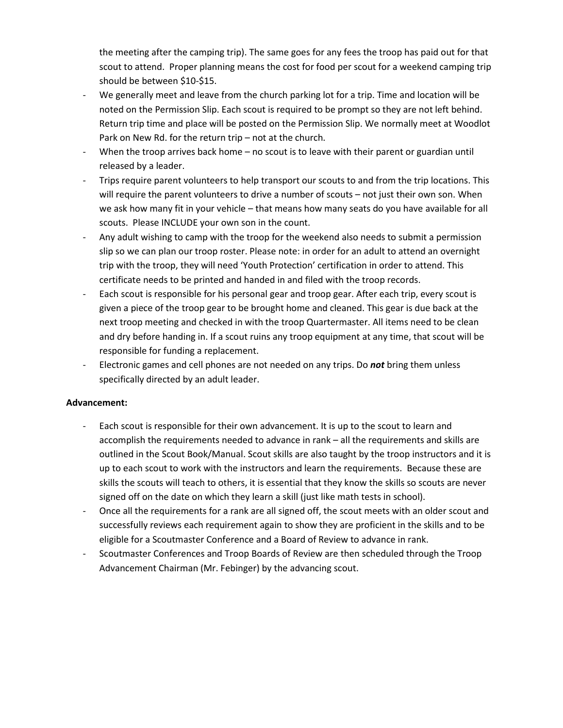the meeting after the camping trip). The same goes for any fees the troop has paid out for that scout to attend. Proper planning means the cost for food per scout for a weekend camping trip should be between $10-$15.

- We generally meet and leave from the church parking lot for a trip. Time and location will be noted on the Permission Slip. Each scout is required to be prompt so they are not left behind. Return trip time and place will be posted on the Permission Slip. We normally meet at Woodlot Park on New Rd. for the return trip – not at the church.
- When the troop arrives back home – no scout is to leave with their parent or guardian until released by a leader.
- Trips require parent volunteers to help transport our scouts to and from the trip locations. This will require the parent volunteers to drive a number of scouts – not just their own son. When we ask how many fit in your vehicle – that means how many seats do you have available for all scouts. Please INCLUDE your own son in the count.
- Any adult wishing to camp with the troop for the weekend also needs to submit a permission slip so we can plan our troop roster. Please note: in order for an adult to attend an overnight trip with the troop, they will need 'Youth Protection' certification in order to attend. This certificate needs to be printed and handed in and filed with the troop records.
- Each scout is responsible for his personal gear and troop gear. After each trip, every scout is given a piece of the troop gear to be brought home and cleaned. This gear is due back at the next troop meeting and checked in with the troop Quartermaster. All items need to be clean and dry before handing in. If a scout ruins any troop equipment at any time, that scout will be responsible for funding a replacement.
- Electronic games and cell phones are not needed on any trips. Do ***not*** bring them unless specifically directed by an adult leader.

**Advancement:**

- Each scout is responsible for their own advancement. It is up to the scout to learn and accomplish the requirements needed to advance in rank – all the requirements and skills are outlined in the Scout Book/Manual. Scout skills are also taught by the troop instructors and it is up to each scout to work with the instructors and learn the requirements. Because these are skills the scouts will teach to others, it is essential that they know the skills so scouts are never signed off on the date on which they learn a skill (just like math tests in school).
- Once all the requirements for a rank are all signed off, the scout meets with an older scout and successfully reviews each requirement again to show they are proficient in the skills and to be eligible for a Scoutmaster Conference and a Board of Review to advance in rank.
- Scoutmaster Conferences and Troop Boards of Review are then scheduled through the Troop Advancement Chairman (Mr. Febinger) by the advancing scout.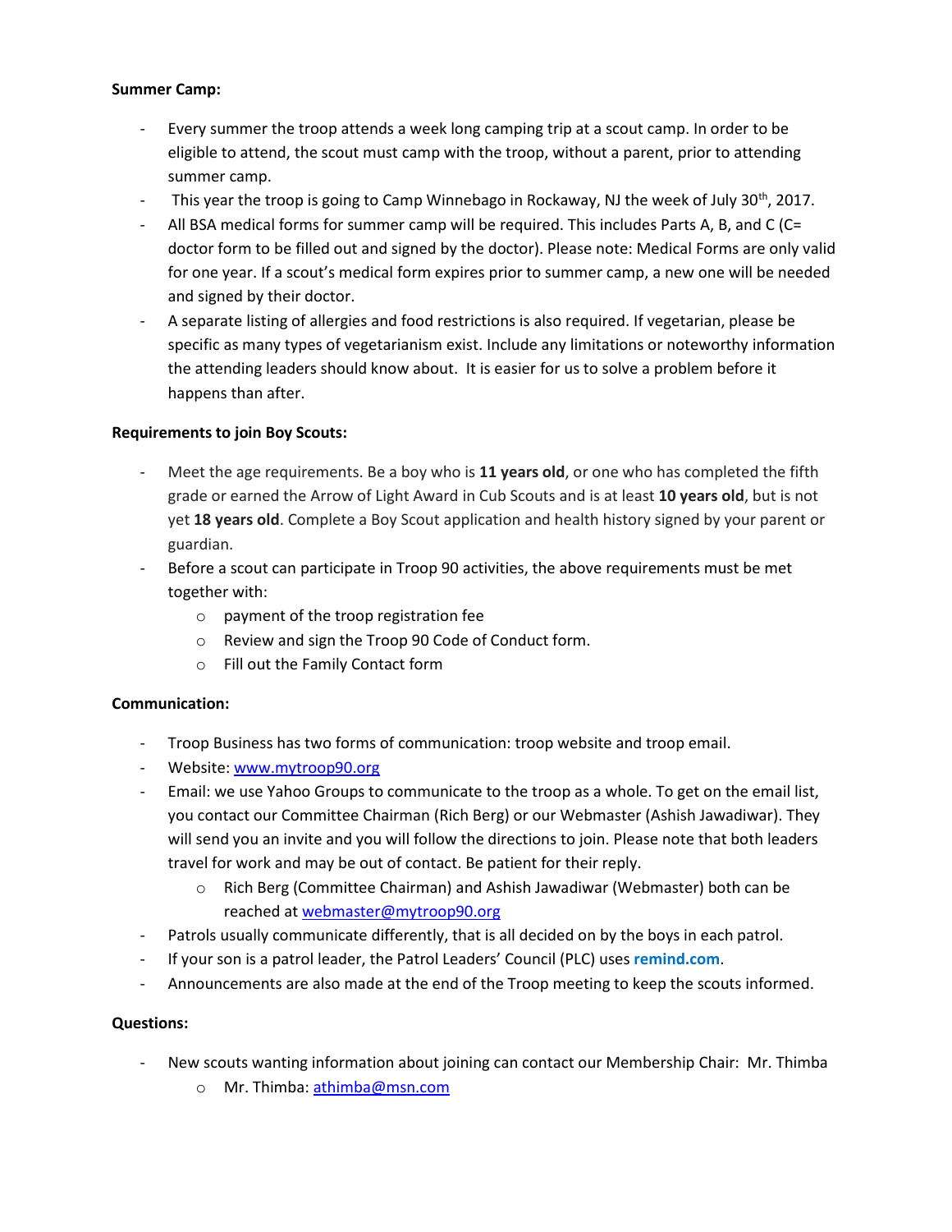**Summer Camp:**

- Every summer the troop attends a week long camping trip at a scout camp. In order to be eligible to attend, the scout must camp with the troop, without a parent, prior to attending summer camp.
- This year the troop is going to Camp Winnebago in Rockaway, NJ the week of July 30th, 2017.
- All BSA medical forms for summer camp will be required. This includes Parts A, B, and C (C= doctor form to be filled out and signed by the doctor). Please note: Medical Forms are only valid for one year. If a scout's medical form expires prior to summer camp, a new one will be needed and signed by their doctor.
- A separate listing of allergies and food restrictions is also required. If vegetarian, please be specific as many types of vegetarianism exist. Include any limitations or noteworthy information the attending leaders should know about. It is easier for us to solve a problem before it happens than after.

**Requirements to join Boy Scouts:**

- Meet the age requirements. Be a boy who is **11 years old**, or one who has completed the fifth grade or earned the Arrow of Light Award in Cub Scouts and is at least **10 years old**, but is not yet **18 years old**. Complete a Boy Scout application and health history signed by your parent or guardian.
- Before a scout can participate in Troop 90 activities, the above requirements must be met together with:
  - payment of the troop registration fee
  - Review and sign the Troop 90 Code of Conduct form.
  - Fill out the Family Contact form

**Communication:**

- Troop Business has two forms of communication: troop website and troop email.
- Website: www.mytroop90.org
- Email: we use Yahoo Groups to communicate to the troop as a whole. To get on the email list, you contact our Committee Chairman (Rich Berg) or our Webmaster (Ashish Jawadiwar). They will send you an invite and you will follow the directions to join. Please note that both leaders travel for work and may be out of contact. Be patient for their reply.
  - Rich Berg (Committee Chairman) and Ashish Jawadiwar (Webmaster) both can be reached at webmaster@mytroop90.org
- Patrols usually communicate differently, that is all decided on by the boys in each patrol.
- If your son is a patrol leader, the Patrol Leaders' Council (PLC) uses **remind.com**.
- Announcements are also made at the end of the Troop meeting to keep the scouts informed.

**Questions:**

- New scouts wanting information about joining can contact our Membership Chair: Mr. Thimba
  - Mr. Thimba: athimba@msn.com